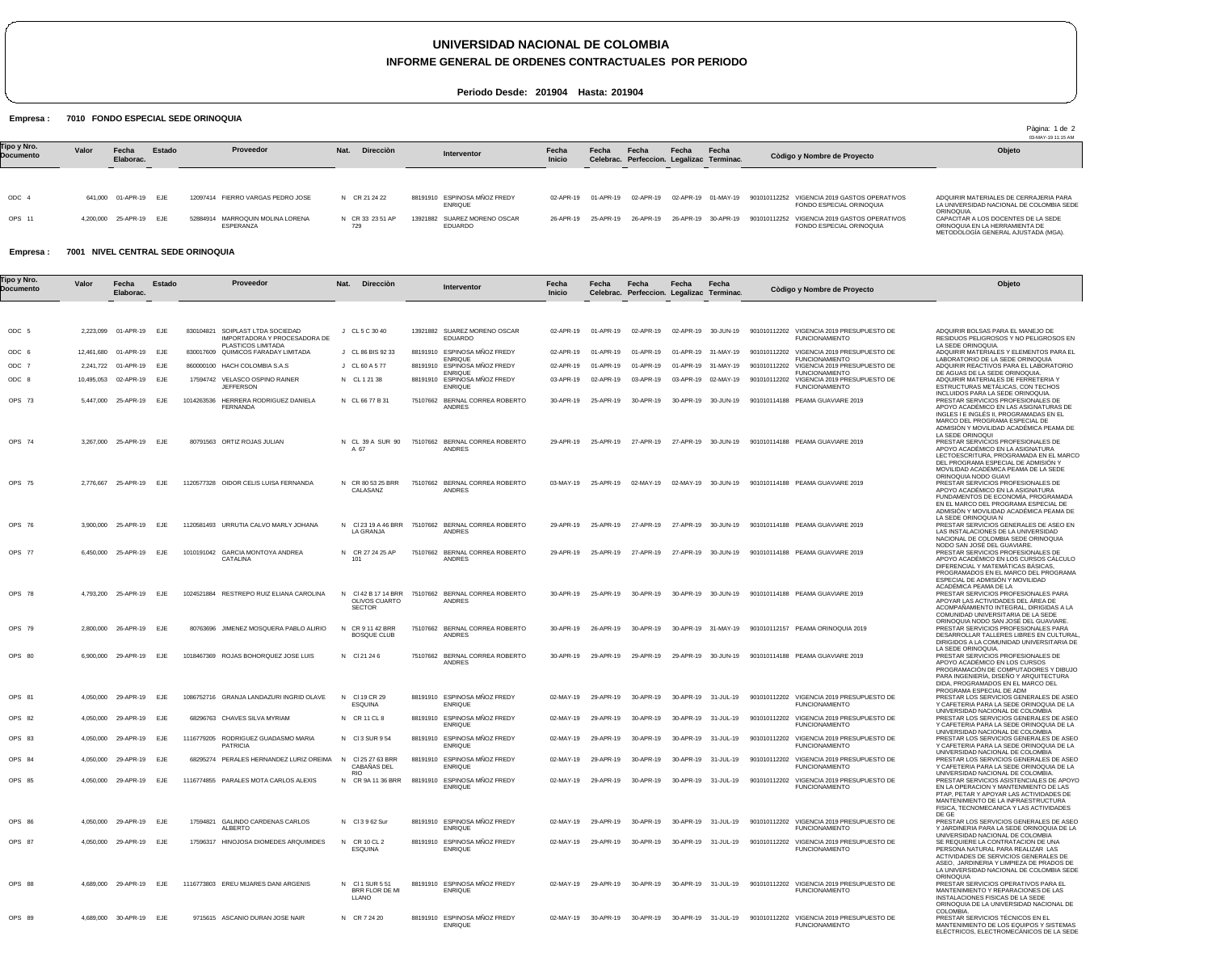# UNIVERSIDAD NACIONAL DE COLOMBIA

## INFORME GENERAL DE ORDENES CONTRACTUALES POR PERIODO

**Periodo Desde: 201904 Hasta: 201904**

**Empresa : 7010 FONDO ESPECIAL SEDE ORINOQUIA**

| Tipo y Nro. Documento | Valor | Fecha Elaborac. | Estado | Proveedor | Nat. | Dirección | Interventor | Fecha Inicio | Fecha Celebrac. | Fecha Perfeccion. | Fecha Legalizac | Fecha Terminac. | Còdigo y Nombre de Proyecto | Objeto |
|---|---|---|---|---|---|---|---|---|---|---|---|---|---|---|
| ODC 4 | 641,000 | 01-APR-19 | EJE | 12097414 FIERRO VARGAS PEDRO JOSE | N | CR 21 24 22 | 88191910 ESPINOSA MÑOZ FREDY ENRIQUE | 02-APR-19 | 01-APR-19 | 02-APR-19 | 02-APR-19 | 01-MAY-19 | 901010112252 VIGENCIA 2019 GASTOS OPERATIVOS FONDO ESPECIAL ORINOQUIA | ADQUIRIR MATERIALES DE CERRAJERIA PARA LA UNIVERSIDAD NACIONAL DE COLOMBIA SEDE ORINOQUIA. |
| OPS 11 | 4,200,000 | 25-APR-19 | EJE | 52884914 MARROQUIN MOLINA LORENA ESPERANZA | N | CR 33 23 51 AP 729 | 13921882 SUAREZ MORENO OSCAR EDUARDO | 26-APR-19 | 25-APR-19 | 26-APR-19 | 26-APR-19 | 30-APR-19 | 901010112252 VIGENCIA 2019 GASTOS OPERATIVOS FONDO ESPECIAL ORINOQUIA | CAPACITAR A LOS DOCENTES DE LA SEDE ORINOQUIA EN LA HERRAMIENTA DE METODOLOGÍA GENERAL AJUSTADA (MGA). |

**Empresa : 7001 NIVEL CENTRAL SEDE ORINOQUIA**

| Tipo y Nro. Documento | Valor | Fecha Elaborac. | Estado | Proveedor | Nat. | Dirección | Interventor | Fecha Inicio | Fecha Celebrac. | Fecha Perfeccion. | Fecha Legalizac | Fecha Terminac. | Còdigo y Nombre de Proyecto | Objeto |
|---|---|---|---|---|---|---|---|---|---|---|---|---|---|---|
| ODC 5 | 2,223,099 | 01-APR-19 | EJE | 830104821 SOIPLAST LTDA SOCIEDAD IMPORTADORA Y PROCESADORA DE PLASTICOS LIMITADA | J | CL 5 C 30 40 | 13921882 SUAREZ MORENO OSCAR EDUARDO | 02-APR-19 | 01-APR-19 | 02-APR-19 | 02-APR-19 | 30-JUN-19 | 901010112202 VIGENCIA 2019 PRESUPUESTO DE FUNCIONAMIENTO | ADQUIRIR BOLSAS PARA EL MANEJO DE RESIDUOS PELIGROSOS Y NO PELIGROSOS EN LA SEDE ORINOQUIA. |
| ODC 6 | 12,461,680 | 01-APR-19 | EJE | 830017609 QUIMICOS FARADAY LIMITADA | J | CL 86 BIS 92 33 | 88191910 ESPINOSA MÑOZ FREDY ENRIQUE | 02-APR-19 | 01-APR-19 | 01-APR-19 | 01-APR-19 | 31-MAY-19 | 901010112202 VIGENCIA 2019 PRESUPUESTO DE FUNCIONAMIENTO | ADQUIRIR MATERIALES Y ELEMENTOS PARA EL LABORATORIO DE LA SEDE ORINOQUIA |
| ODC 7 | 2,241,722 | 01-APR-19 | EJE | 860000100 HACH COLOMBIA S.A.S | J | CL 60 A 5 77 | 88191910 ESPINOSA MÑOZ FREDY ENRIQUE | 02-APR-19 | 01-APR-19 | 01-APR-19 | 01-APR-19 | 31-MAY-19 | 901010112202 VIGENCIA 2019 PRESUPUESTO DE FUNCIONAMIENTO | ADQUIRIR REACTIVOS PARA EL LABORATORIO DE AGUAS DE LA SEDE ORINOQUIA. |
| ODC 8 | 10,495,053 | 02-APR-19 | EJE | 17594742 VELASCO OSPINO RAINER JEFFERSON | N | CL 1 21 38 | 88191910 ESPINOSA MÑOZ FREDY ENRIQUE | 03-APR-19 | 02-APR-19 | 03-APR-19 | 03-APR-19 | 02-MAY-19 | 901010112202 VIGENCIA 2019 PRESUPUESTO DE FUNCIONAMIENTO | ADQUIRIR MATERIALES DE FERRETERIA Y ESTRUCTURAS METÁLICAS, CON TECHOS INCLUIDOS PARA LA SEDE ORINOQUIA. |
| OPS 73 | 5,447,000 | 25-APR-19 | EJE | 1014263536 HERRERA RODRIGUEZ DANIELA FERNANDA | N | CL 66 77 B 31 | 75107662 BERNAL CORREA ROBERTO ANDRES | 30-APR-19 | 25-APR-19 | 30-APR-19 | 30-APR-19 | 30-JUN-19 | 901010114188 PEAMA GUAVIARE 2019 | PRESTAR SERVICIOS PROFESIONALES DE APOYO ACADÉMICO EN LAS ASIGNATURAS DE INGLES I E INGLÉS II, PROGRAMADAS EN EL MARCO DEL PROGRAMA ESPECIAL DE ADMISIÓN Y MOVILIDAD ACADÉMICA PEAMA DE LA SEDE ORINOQUI |
| OPS 74 | 3,267,000 | 25-APR-19 | EJE | 80791563 ORTIZ ROJAS JULIAN | N | CL 39 A SUR 90 A 67 | 75107662 BERNAL CORREA ROBERTO ANDRES | 29-APR-19 | 25-APR-19 | 27-APR-19 | 27-APR-19 | 30-JUN-19 | 901010114188 PEAMA GUAVIARE 2019 | PRESTAR SERVICIOS PROFESIONALES DE APOYO ACADÉMICO EN LA ASIGNATURA LECTOESCRITURA, PROGRAMADA EN EL MARCO DEL PROGRAMA ESPECIAL DE ADMISIÓN Y MOVILIDAD ACADÉMICA PEAMA DE LA SEDE ORINOQUIA NODO GUAVI |
| OPS 75 | 2,776,667 | 25-APR-19 | EJE | 1120577328 OIDOR CELIS LUISA FERNANDA | N | CR 80 53 25 BRR CALASANZ | 75107662 BERNAL CORREA ROBERTO ANDRES | 03-MAY-19 | 25-APR-19 | 02-MAY-19 | 02-MAY-19 | 30-JUN-19 | 901010114188 PEAMA GUAVIARE 2019 | PRESTAR SERVICIOS PROFESIONALES DE APOYO ACADÉMICO EN LA ASIGNATURA FUNDAMENTOS DE ECONOMÍA, PROGRAMADA EN EL MARCO DEL PROGRAMA ESPECIAL DE ADMISIÓN Y MOVILIDAD ACADÉMICA PEAMA DE LA SEDE ORINOQUIA N |
| OPS 76 | 3,900,000 | 25-APR-19 | EJE | 1120581493 URRUTIA CALVO MARLY JOHANA | N | Cl 23 19 A 46 BRR LA GRANJA | 75107662 BERNAL CORREA ROBERTO ANDRES | 29-APR-19 | 25-APR-19 | 27-APR-19 | 27-APR-19 | 30-JUN-19 | 901010114188 PEAMA GUAVIARE 2019 | PRESTAR SERVICIOS GENERALES DE ASEO EN LAS INSTALACIONES DE LA UNIVERSIDAD NACIONAL DE COLOMBIA SEDE ORINOQUIA NODO SAN JOSÉ DEL GUAVIARE. |
| OPS 77 | 6,450,000 | 25-APR-19 | EJE | 1010191042 GARCIA MONTOYA ANDREA CATALINA | N | CR 27 24 25 AP 101 | 75107662 BERNAL CORREA ROBERTO ANDRES | 29-APR-19 | 25-APR-19 | 27-APR-19 | 27-APR-19 | 30-JUN-19 | 901010114188 PEAMA GUAVIARE 2019 | PRESTAR SERVICIOS PROFESIONALES DE APOYO ACADÉMICO EN LOS CURSOS CÁLCULO DIFERENCIAL Y MATEMÁTICAS BÁSICAS, PROGRAMADOS EN EL MARCO DEL PROGRAMA ESPECIAL DE ADMISIÓN Y MOVILIDAD ACADÉMICA PEAMA DE LA |
| OPS 78 | 4,793,200 | 25-APR-19 | EJE | 1024521884 RESTREPO RUIZ ELIANA CAROLINA | N | Cl 42 B 17 14 BRR OLIVOS CUARTO SECTOR | 75107662 BERNAL CORREA ROBERTO ANDRES | 30-APR-19 | 25-APR-19 | 30-APR-19 | 30-APR-19 | 30-JUN-19 | 901010114188 PEAMA GUAVIARE 2019 | PRESTAR SERVICIOS PROFESIONALES PARA APOYAR LAS ACTIVIDADES DEL ÁREA DE ACOMPAÑAMIENTO INTEGRAL, DIRIGIDAS A LA COMUNIDAD UNIVERSITARIA DE LA SEDE ORINOQUIA NODO SAN JOSÉ DEL GUAVIARE. |
| OPS 79 | 2,800,000 | 26-APR-19 | EJE | 80763696 JIMENEZ MOSQUERA PABLO ALIRIO | N | CR 9 11 42 BRR BOSQUE CLUB | 75107662 BERNAL CORREA ROBERTO ANDRES | 30-APR-19 | 26-APR-19 | 30-APR-19 | 30-APR-19 | 31-MAY-19 | 901010112157 PEAMA ORINOQUIA 2019 | PRESTAR SERVICIOS PROFESIONALES PARA DESARROLLAR TALLERES LIBRES EN CULTURAL, DIRIGIDOS A LA COMUNIDAD UNIVERSITARIA DE LA SEDE ORINOQUIA. |
| OPS 80 | 6,900,000 | 29-APR-19 | EJE | 1018467369 ROJAS BOHORQUEZ JOSE LUIS | N | Cl 21 24 6 | 75107662 BERNAL CORREA ROBERTO ANDRES | 30-APR-19 | 29-APR-19 | 29-APR-19 | 29-APR-19 | 30-JUN-19 | 901010114188 PEAMA GUAVIARE 2019 | PRESTAR SERVICIOS PROFESIONALES DE APOYO ACADÉMICO EN LOS CURSOS PROGRAMACIÓN DE COMPUTADORES Y DIBUJO PARA INGENIERÍA, DISEÑO Y ARQUITECTURA DIDA, PROGRAMADOS EN EL MARCO DEL PROGRAMA ESPECIAL DE ADM |
| OPS 81 | 4,050,000 | 29-APR-19 | EJE | 1086752716 GRANJA LANDAZURI INGRID OLAVE | N | Cl 19 CR 29 ESQUINA | 88191910 ESPINOSA MÑOZ FREDY ENRIQUE | 02-MAY-19 | 29-APR-19 | 30-APR-19 | 30-APR-19 | 31-JUL-19 | 901010112202 VIGENCIA 2019 PRESUPUESTO DE FUNCIONAMIENTO | PRESTAR LOS SERVICIOS GENERALES DE ASEO Y CAFETERIA PARA LA SEDE ORINOQUIA DE LA UNIVERSIDAD NACIONAL DE COLOMBIA |
| OPS 82 | 4,050,000 | 29-APR-19 | EJE | 68296763 CHAVES SILVA MYRIAM | N | CR 11 CL 8 | 88191910 ESPINOSA MÑOZ FREDY ENRIQUE | 02-MAY-19 | 29-APR-19 | 30-APR-19 | 30-APR-19 | 31-JUL-19 | 901010112202 VIGENCIA 2019 PRESUPUESTO DE FUNCIONAMIENTO | PRESTAR LOS SERVICIOS GENERALES DE ASEO Y CAFETERIA PARA LA SEDE ORINOQUIA DE LA UNIVERSIDAD NACIONAL DE COLOMBIA |
| OPS 83 | 4,050,000 | 29-APR-19 | EJE | 1116779205 RODRIGUEZ GUADASMO MARIA PATRICIA | N | Cl 3 SUR 9 54 | 88191910 ESPINOSA MÑOZ FREDY ENRIQUE | 02-MAY-19 | 29-APR-19 | 30-APR-19 | 30-APR-19 | 31-JUL-19 | 901010112202 VIGENCIA 2019 PRESUPUESTO DE FUNCIONAMIENTO | PRESTAR LOS SERVICIOS GENERALES DE ASEO Y CAFETERIA PARA LA SEDE ORINOQUIA DE LA UNIVERSIDAD NACIONAL DE COLOMBIA |
| OPS 84 | 4,050,000 | 29-APR-19 | EJE | 68295274 PERALES HERNANDEZ LURIZ OREIMA | N | Cl 25 27 63 BRR CABAÑAS DEL RIO | 88191910 ESPINOSA MÑOZ FREDY ENRIQUE | 02-MAY-19 | 29-APR-19 | 30-APR-19 | 30-APR-19 | 31-JUL-19 | 901010112202 VIGENCIA 2019 PRESUPUESTO DE FUNCIONAMIENTO | PRESTAR LOS SERVICIOS GENERALES DE ASEO Y CAFETERIA PARA LA SEDE ORINOQUIA DE LA UNIVERSIDAD NACIONAL DE COLOMBIA. |
| OPS 85 | 4,050,000 | 29-APR-19 | EJE | 1116774855 PARALES MOTA CARLOS ALEXIS | N | CR 9A 11 36 BRR | 88191910 ESPINOSA MÑOZ FREDY ENRIQUE | 02-MAY-19 | 29-APR-19 | 30-APR-19 | 30-APR-19 | 31-JUL-19 | 901010112202 VIGENCIA 2019 PRESUPUESTO DE FUNCIONAMIENTO | PRESTAR SERVICIOS ASISTENCIALES DE APOYO EN LA OPERACION Y MANTENIMIENTO DE LAS PTAP, PETAR Y APOYAR LAS ACTIVIDADES DE MANTENIMIENTO DE LA INFRAESTRUCTURA FISICA, TECNOMECANICA Y LAS ACTIVIDADES DE GE |
| OPS 86 | 4,050,000 | 29-APR-19 | EJE | 17594821 GALINDO CARDENAS CARLOS ALBERTO | N | Cl 3 9 62 Sur | 88191910 ESPINOSA MÑOZ FREDY ENRIQUE | 02-MAY-19 | 29-APR-19 | 30-APR-19 | 30-APR-19 | 31-JUL-19 | 901010112202 VIGENCIA 2019 PRESUPUESTO DE FUNCIONAMIENTO | PRESTAR LOS SERVICIOS GENERALES DE ASEO Y JARDINERIA PARA LA SEDE ORINOQUIA DE LA UNIVERSIDAD NACIONAL DE COLOMBIA |
| OPS 87 | 4,050,000 | 29-APR-19 | EJE | 17596317 HINOJOSA DIOMEDES ARQUIMIDES | N | CR 10 CL 2 ESQUINA | 88191910 ESPINOSA MÑOZ FREDY ENRIQUE | 02-MAY-19 | 29-APR-19 | 30-APR-19 | 30-APR-19 | 31-JUL-19 | 901010112202 VIGENCIA 2019 PRESUPUESTO DE FUNCIONAMIENTO | SE REQUIERE LA CONTRATACION DE UNA PERSONA NATURAL PARA REALIZAR LAS ACTIVIDADES DE SERVICIOS GENERALES DE ASEO, JARDINERIA Y LIMPIEZA DE PRADOS DE LA UNIVERSIDAD NACIONAL DE COLOMBIA SEDE ORINOQUIA |
| OPS 88 | 4,689,000 | 29-APR-19 | EJE | 1116773803 EREU MIJARES DANI ARGENIS | N | Cl 1 SUR 5 51 BRR FLOR DE MI LLANO | 88191910 ESPINOSA MÑOZ FREDY ENRIQUE | 02-MAY-19 | 29-APR-19 | 30-APR-19 | 30-APR-19 | 31-JUL-19 | 901010112202 VIGENCIA 2019 PRESUPUESTO DE FUNCIONAMIENTO | PRESTAR SERVICIOS OPERATIVOS PARA EL MANTENIMIENTO Y REPARACIONES DE LAS INSTALACIONES FISICAS DE LA SEDE ORINOQUIA DE LA UNIVERSIDAD NACIONAL DE COLOMBIA. |
| OPS 89 | 4,689,000 | 30-APR-19 | EJE | 9715615 ASCANIO DURAN JOSE NAIR | N | CR 7 24 20 | 88191910 ESPINOSA MÑOZ FREDY ENRIQUE | 02-MAY-19 | 30-APR-19 | 30-APR-19 | 30-APR-19 | 31-JUL-19 | 901010112202 VIGENCIA 2019 PRESUPUESTO DE FUNCIONAMIENTO | PRESTAR SERVICIOS TÉCNICOS EN EL MANTENIMIENTO DE LOS EQUIPOS Y SISTEMAS ELÉCTRICOS, ELECTROMECÁNICOS DE LA SEDE |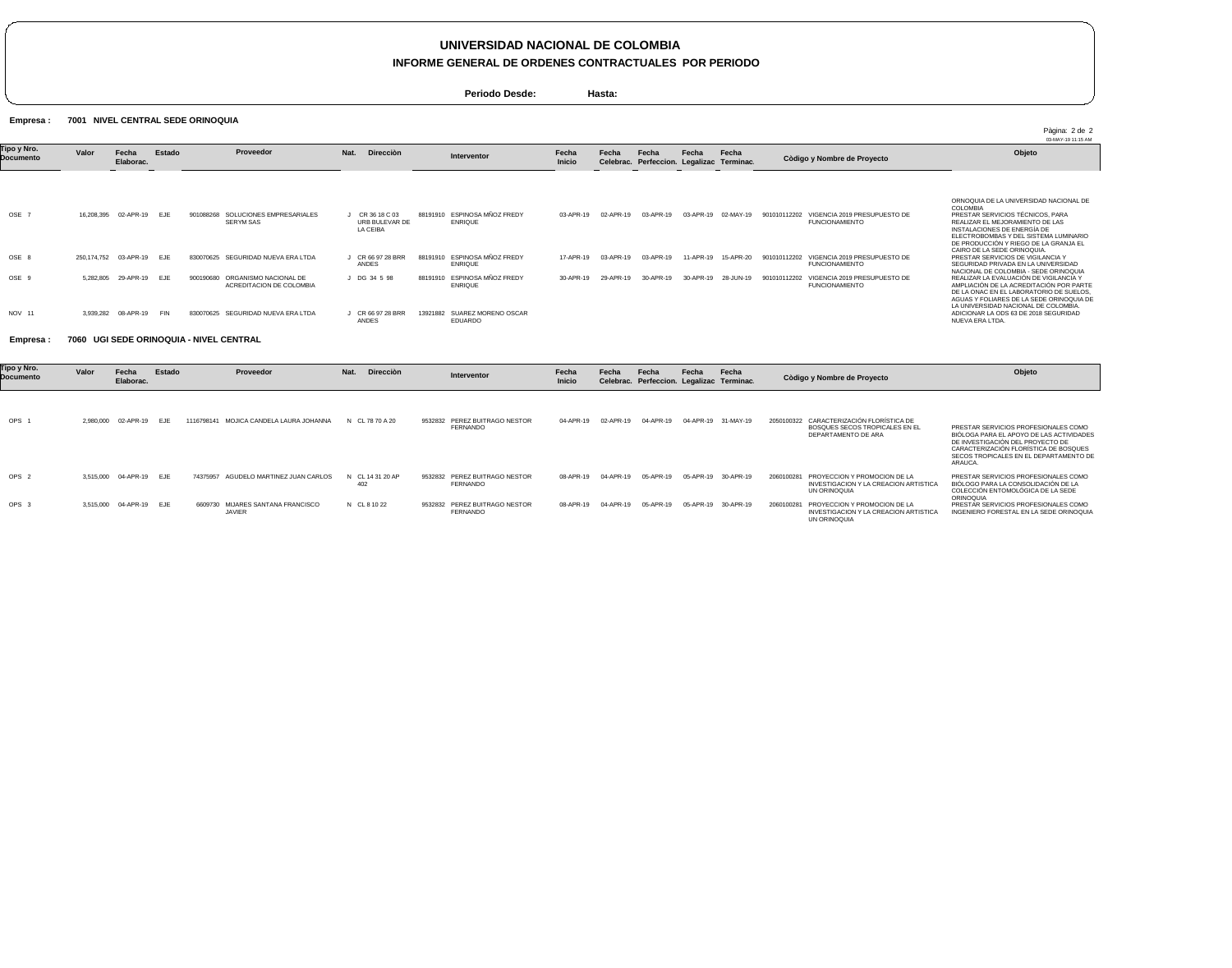# UNIVERSIDAD NACIONAL DE COLOMBIA

## INFORME GENERAL DE ORDENES CONTRACTUALES POR PERIODO

**Periodo Desde:** **Hasta:**

**Empresa : 7001 NIVEL CENTRAL SEDE ORINOQUIA**

03-MAY-19 11:15 AM

| Tipo y Nro. Documento | Valor | Fecha Elaborac. | Estado | Proveedor | Nat. | Dirección | Interventor | Fecha Inicio | Fecha Celebrac. | Fecha Perfeccion. | Fecha Legalizac | Fecha Terminac. | Còdigo y Nombre de Proyecto | Objeto |
|---|---|---|---|---|---|---|---|---|---|---|---|---|---|---|
| | | | | | | | | | | | | | | ORNOQUIA DE LA UNIVERSIDAD NACIONAL DE COLOMBIA |
| OSE 7 | 16,208,395 | 02-APR-19 | EJE | 901088268 SOLUCIONES EMPRESARIALES SERYM SAS | J | CR 36 18 C 03 URB BULEVAR DE LA CEIBA | 88191910 ESPINOSA MÑOZ FREDY ENRIQUE | 03-APR-19 | 02-APR-19 | 03-APR-19 | 03-APR-19 | 02-MAY-19 | 901010112202 VIGENCIA 2019 PRESUPUESTO DE FUNCIONAMIENTO | PRESTAR SERVICIOS TÉCNICOS, PARA REALIZAR EL MEJORAMIENTO DE LAS INSTALACIONES DE ENERGÍA DE ELECTROBOMBAS Y DEL SISTEMA LUMINARIO DE PRODUCCIÓN Y RIEGO DE LA GRANJA EL CAIRO DE LA SEDE ORINOQUIA. |
| OSE 8 | 250,174,752 | 03-APR-19 | EJE | 830070625 SEGURIDAD NUEVA ERA LTDA | J | CR 66 97 28 BRR ANDES | 88191910 ESPINOSA MÑOZ FREDY ENRIQUE | 17-APR-19 | 03-APR-19 | 03-APR-19 | 11-APR-19 | 15-APR-20 | 901010112202 VIGENCIA 2019 PRESUPUESTO DE FUNCIONAMIENTO | PRESTAR SERVICIOS DE VIGILANCIA Y SEGURIDAD PRIVADA EN LA UNIVERSIDAD NACIONAL DE COLOMBIA - SEDE ORINOQUIA |
| OSE 9 | 5,282,805 | 29-APR-19 | EJE | 900190680 ORGANISMO NACIONAL DE ACREDITACION DE COLOMBIA | J | DG 34 5 98 | 88191910 ESPINOSA MÑOZ FREDY ENRIQUE | 30-APR-19 | 29-APR-19 | 30-APR-19 | 30-APR-19 | 28-JUN-19 | 901010112202 VIGENCIA 2019 PRESUPUESTO DE FUNCIONAMIENTO | REALIZAR LA EVALUACIÓN DE VIGILANCIA Y AMPLIACIÓN DE LA ACREDITACIÓN POR PARTE DE LA ONAC EN EL LABORATORIO DE SUELOS, AGUAS Y FOLIARES DE LA SEDE ORINOQUIA DE LA UNIVERSIDAD NACIONAL DE COLOMBIA. |
| NOV 11 | 3,939,282 | 08-APR-19 | FIN | 830070625 SEGURIDAD NUEVA ERA LTDA | J | CR 66 97 28 BRR ANDES | 13921882 SUAREZ MORENO OSCAR EDUARDO | | | | | | | ADICIONAR LA ODS 63 DE 2018 SEGURIDAD NUEVA ERA LTDA. |

**Empresa : 7060 UGI SEDE ORINOQUIA - NIVEL CENTRAL**

| Tipo y Nro. Documento | Valor | Fecha Elaborac. | Estado | Proveedor | Nat. | Dirección | Interventor | Fecha Inicio | Fecha Celebrac. | Fecha Perfeccion. | Fecha Legalizac | Fecha Terminac. | Còdigo y Nombre de Proyecto | Objeto |
|---|---|---|---|---|---|---|---|---|---|---|---|---|---|---|
| OPS 1 | 2,980,000 | 02-APR-19 | EJE | 1116798141 MOJICA CANDELA LAURA JOHANNA | N | CL 78 70 A 20 | 9532832 PEREZ BUITRAGO NESTOR FERNANDO | 04-APR-19 | 02-APR-19 | 04-APR-19 | 04-APR-19 | 31-MAY-19 | 2050100322 CARACTERIZACIÓN FLORÍSTICA DE BOSQUES SECOS TROPICALES EN EL DEPARTAMENTO DE ARA | PRESTAR SERVICIOS PROFESIONALES COMO BIÓLOGA PARA EL APOYO DE LAS ACTIVIDADES DE INVESTIGACIÓN DEL PROYECTO DE CARACTERIZACIÓN FLORÍSTICA DE BOSQUES SECOS TROPICALES EN EL DEPARTAMENTO DE ARAUCA. |
| OPS 2 | 3,515,000 | 04-APR-19 | EJE | 74375957 AGUDELO MARTINEZ JUAN CARLOS | N | CL 14 31 20 AP 402 | 9532832 PEREZ BUITRAGO NESTOR FERNANDO | 08-APR-19 | 04-APR-19 | 05-APR-19 | 05-APR-19 | 30-APR-19 | 2060100281 PROYECCION Y PROMOCION DE LA INVESTIGACION Y LA CREACION ARTISTICA UN ORINOQUIA | PRESTAR SERVICIOS PROFESIONALES COMO BIÓLOGO PARA LA CONSOLIDACIÓN DE LA COLECCIÓN ENTOMOLÓGICA DE LA SEDE ORINOQUIA |
| OPS 3 | 3,515,000 | 04-APR-19 | EJE | 6609730 MIJARES SANTANA FRANCISCO JAVIER | N | CL 8 10 22 | 9532832 PEREZ BUITRAGO NESTOR FERNANDO | 08-APR-19 | 04-APR-19 | 05-APR-19 | 05-APR-19 | 30-APR-19 | 2060100281 PROYECCION Y PROMOCION DE LA INVESTIGACION Y LA CREACION ARTISTICA UN ORINOQUIA | PRESTAR SERVICIOS PROFESIONALES COMO INGENIERO FORESTAL EN LA SEDE ORINOQUIA |